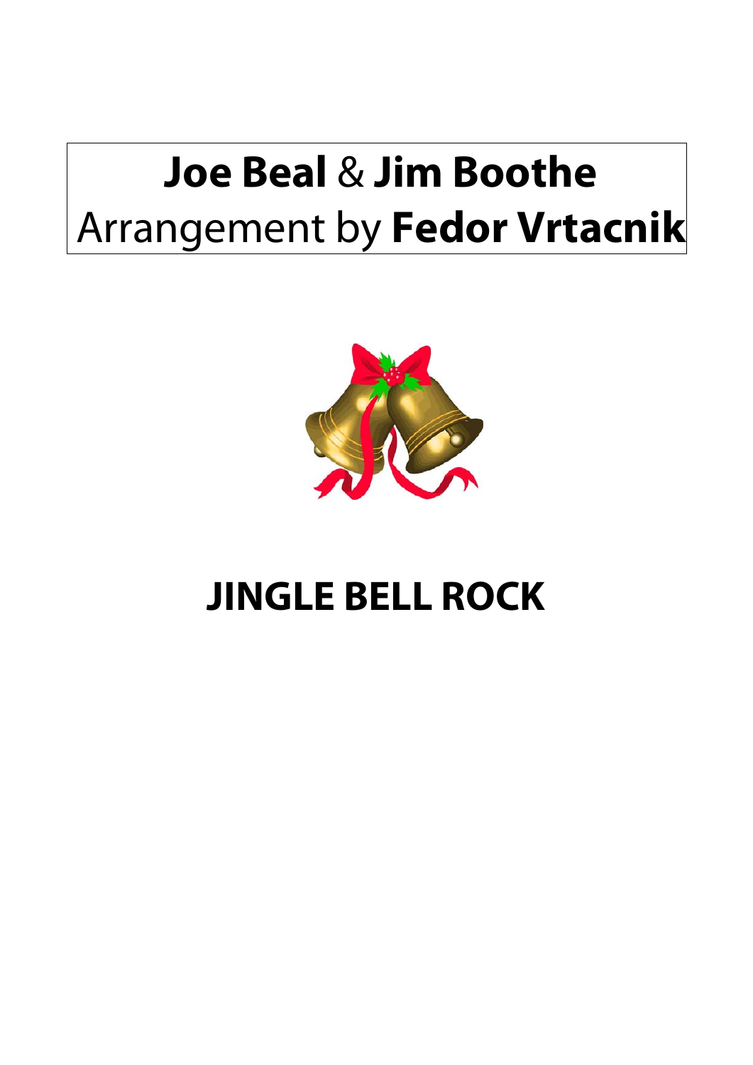**Joe Beal** & **Jim Boothe**

Arrangement by **Fedor Vrtacnik**

# JINGLE BELL ROCK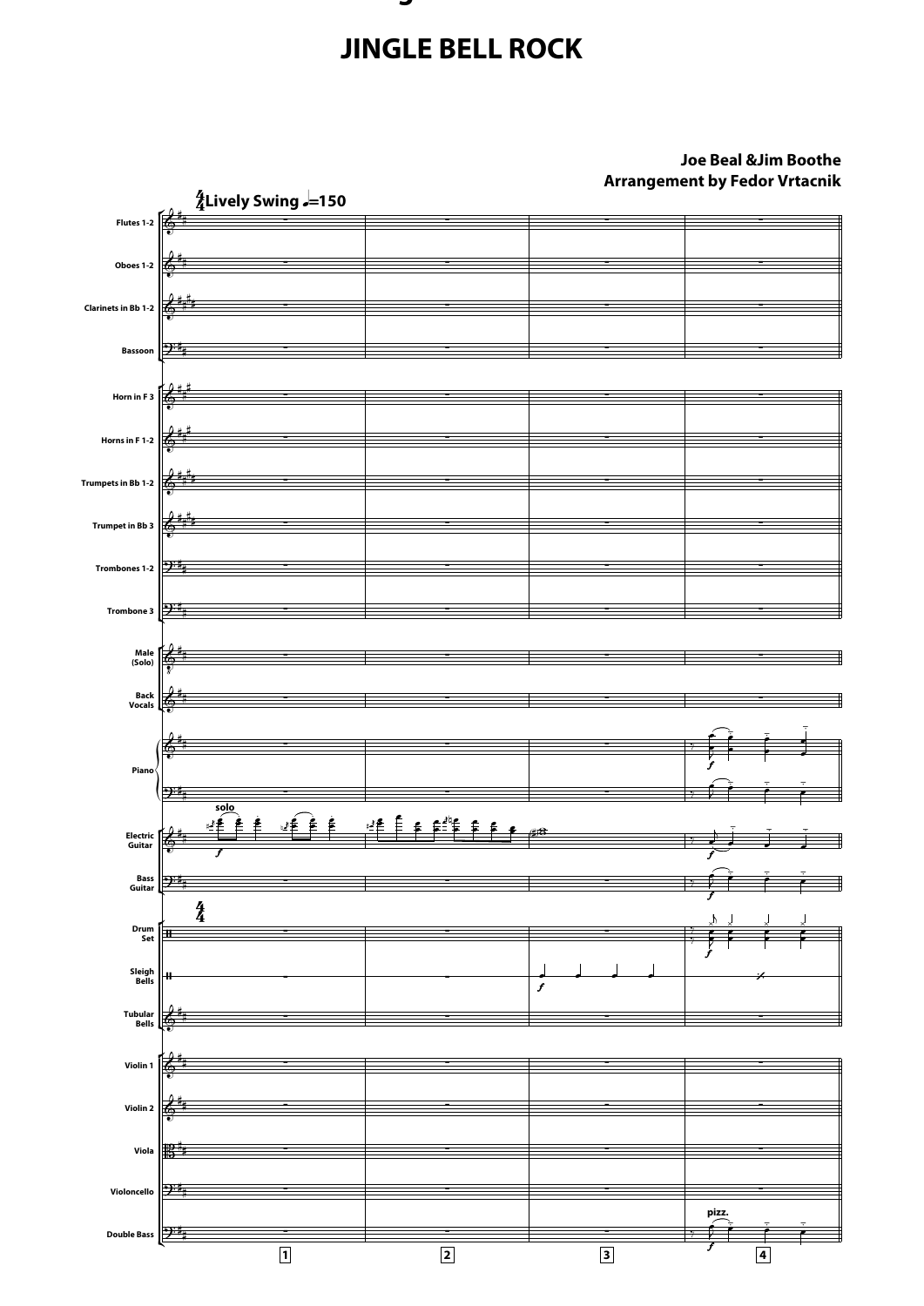# JINGLE BELL ROCK

**Joe Beal &Jim Boothe**
**Arrangement by Fedor Vrtacnik**